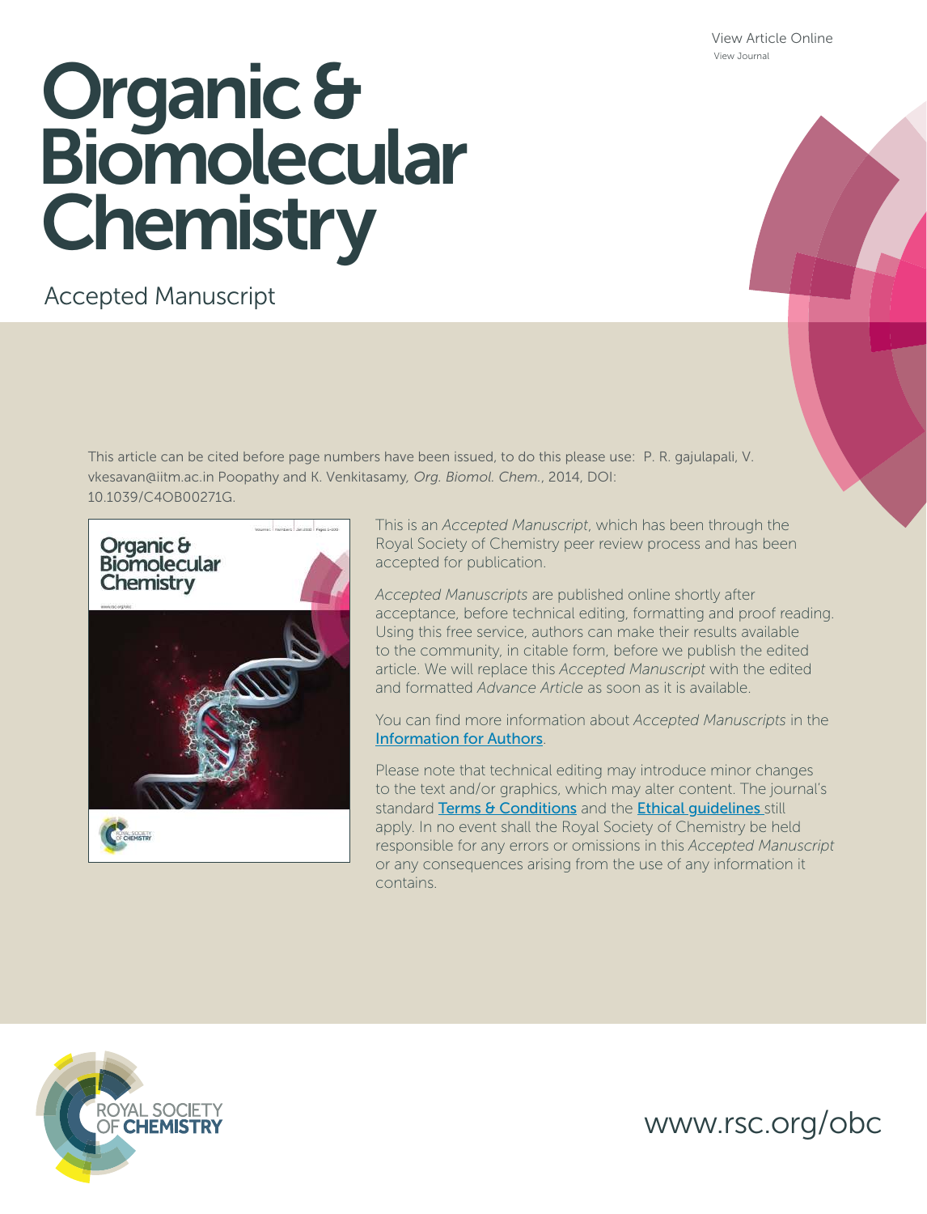View Article Online
View Journal

# Organic & Biomolecular Chemistry

Accepted Manuscript

This article can be cited before page numbers have been issued, to do this please use: P. R. gajulapali, V. vkesavan@iitm.ac.in Poopathy and K. Venkitasamy, *Org. Biomol. Chem.*, 2014, DOI: 10.1039/C4OB00271G.

This is an *Accepted Manuscript*, which has been through the Royal Society of Chemistry peer review process and has been accepted for publication.

*Accepted Manuscripts* are published online shortly after acceptance, before technical editing, formatting and proof reading. Using this free service, authors can make their results available to the community, in citable form, before we publish the edited article. We will replace this *Accepted Manuscript* with the edited and formatted *Advance Article* as soon as it is available.

You can find more information about *Accepted Manuscripts* in the Information for Authors.

Please note that technical editing may introduce minor changes to the text and/or graphics, which may alter content. The journal's standard Terms & Conditions and the Ethical guidelines still apply. In no event shall the Royal Society of Chemistry be held responsible for any errors or omissions in this *Accepted Manuscript* or any consequences arising from the use of any information it contains.

ROYAL SOCIETY OF CHEMISTRY

www.rsc.org/obc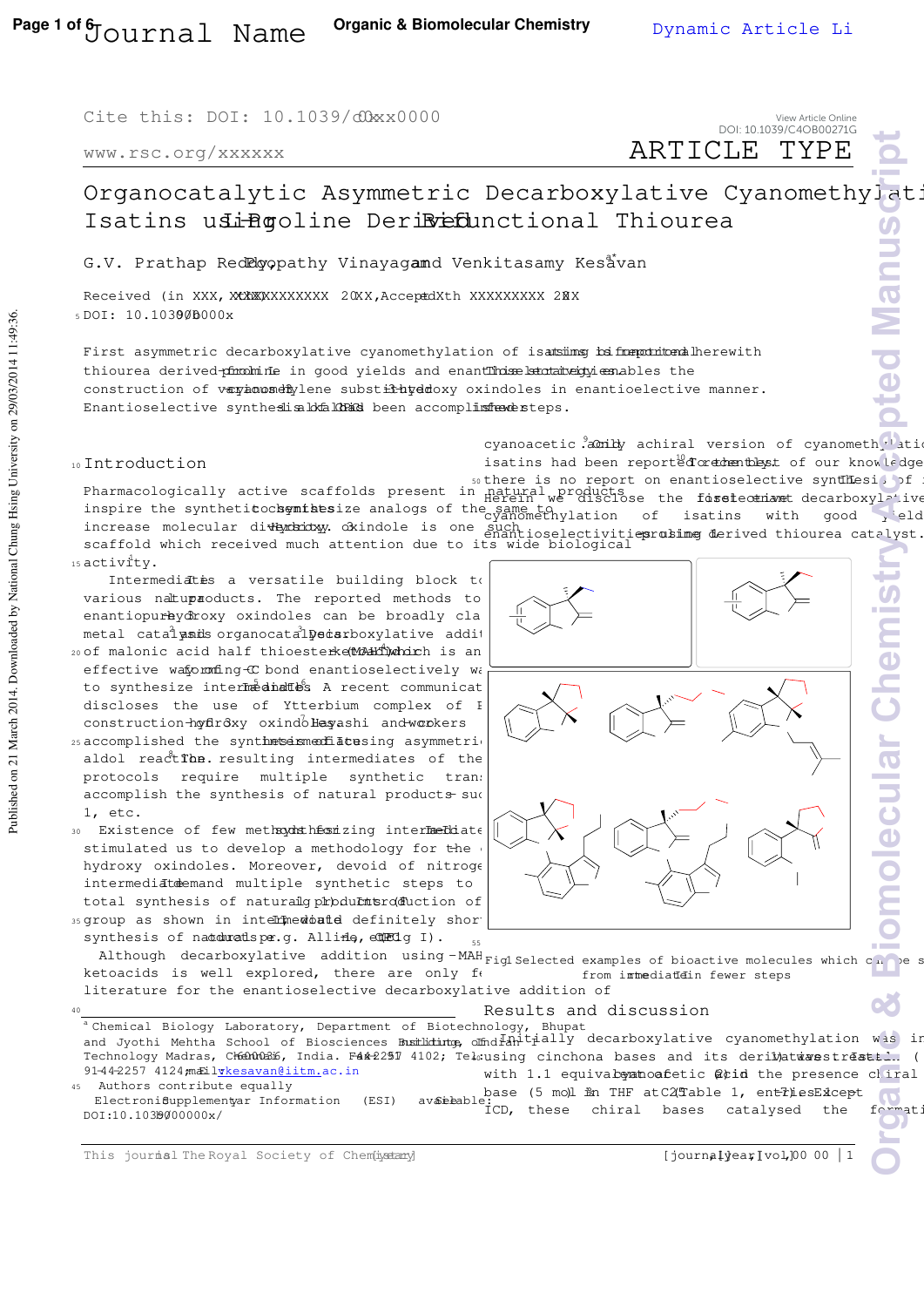# Organocatalytic Asymmetric Decarboxylative Cyanomethylation of Isatins using L-Proline Derived Bifunctional Thiourea

G.V. Prathap Reddy,[a] Boopathy Vinayagam[a] and Venkitasamy Kesavan*[a]

Received (in XXX, XXX) Xth XXXXXXXXX 20XX, Accepted Xth XXXXXXXXX 20XX

DOI: 10.1039/b000000x

First asymmetric decarboxylative cyanomethylation of isatins using bifunctional thiourea derived from L-proline in good yields and enantioselectivities. This strategy enables the construction of various cyanomethylene substituted 3-hydroxy oxindoles in enantioelective manner. Enantioselective synthesis of CPC-1 has been accomplished in fewer steps.

## Introduction

Pharmacologically active scaffolds present in natural products inspire the synthetic chemists to synthesize analogs of the same to increase molecular diversity. 3-Hydroxy oxindole is one such scaffold which received much attention due to its wide biological activity.[1]

Intermediate **I** is a versatile building block to synthesize various natural products. The reported methods to synthesize enantiopure 3-hydroxy oxindoles can be broadly classified into metal catalysis[2] and organocatalysis.[3] Decarboxylative addition of malonic acid half thioesters (MAHT) or ketoacids,[4] which is an effective way of forming C-C bond enantioselectively was exploited to synthesize intermediates **I**.[5,6] A recent communication discloses the use of Ytterbium complex of PyBox for the construction of 3-hydroxy oxindoles.[7] Hayashi and co-workers accomplished the synthesis of intermediate **I** using asymmetric aldol reaction.[8] The resulting intermediates of the above protocols require multiple synthetic transformations to accomplish the synthesis of natural products such as CPC-1, etc.

Existence of few methods for synthesizing intermediate **I** stimulated us to develop a methodology for the synthesis of 3-hydroxy oxindoles. Moreover, devoid of nitrogen in intermediate **I** demand multiple synthetic steps to accomplish total synthesis of natural products (Fig 1). Introduction of CN group as shown in intermediate **II** would definitely shorten the synthesis of natural products e.g. Alline, CPC-1 etc. (Fig I).

Although decarboxylative addition using MAHT and ketoacids is well explored, there are only few reports in the literature for the enantioselective decarboxylative addition of cyanoacetic acid.[9] Only achiral version of cyanomethylation of isatins had been reported.[10] To the best of our knowledge there is no report on enantioselective synthesis of **II**. Herein we disclose the first decarboxylative cyanomethylation of isatins with good yield and enantioselectivities using proline derived thiourea catalyst.

Fig 1 Selected examples of bioactive molecules which can be synthesized from intermediate **II** in fewer steps

## Results and discussion

Initially decarboxylative cyanomethylation was investigated using cinchona bases and its derivatives. Isatin (**1a**) was treated with 1.1 equivalent of cyanoacetic acid (**2**) in the presence chiral base (5 mol %) in THF at 25 °C (Table 1, entries 1-7). Except ICD, these chiral bases catalysed the formation

---

[a] Chemical Biology Laboratory, Department of Biotechnology, Bhupat and Jyothi Mehtha School of Biosciences Building, Indian Institute of Technology Madras, Chennai-600036, India. Fax: +91-44-2257 4102; Tel: +91-44-2257 4124; E-mail: vkesavan@iitm.ac.in

Authors contribute equally

Electronic Supplementary Information (ESI) available: See DOI: 10.1039/b000000x/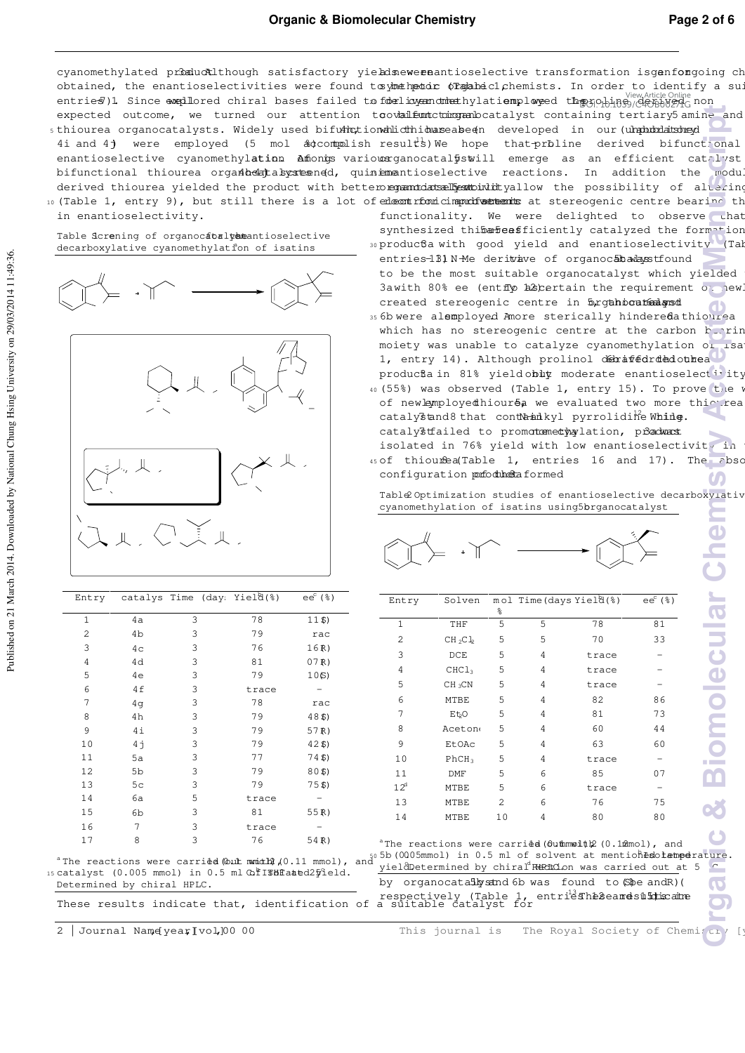cyanomethylated product **3a**. Although satisfactory yields were obtained, the enantioselectivities were found to be poor (Table 1, entries 1-7). Since explored chiral bases failed to deliver the expected outcome, we turned our attention to bifunctional thiourea organocatalysts. Widely used bifunctional thioureas (**4a-4i** and **4j**) were employed (5 mol %) to accomplish enantioselective cyanomethylation. Among various bifunctional thiourea organocatalysts screened, quinine derived thiourea yielded the product with better enantioselectivity (Table 1, entry 9), but still there is a lot of room for improvement in enantioselectivity.

**Table 1** Screening of organocatalyst for the enantioselective decarboxylative cyanomethylation of isatins

| Entry | catalyst | Time (days) | Yield[b] (%) | ee[c] (%) |
|---|---|---|---|---|
| 1 | 4a | 3 | 78 | 11(S) |
| 2 | 4b | 3 | 79 | rac |
| 3 | 4c | 3 | 76 | 16(R) |
| 4 | 4d | 3 | 81 | 07(R) |
| 5 | 4e | 3 | 79 | 10(S) |
| 6 | 4f | 3 | trace | – |
| 7 | 4g | 3 | 78 | rac |
| 8 | 4h | 3 | 79 | 48(S) |
| 9 | 4i | 3 | 79 | 57(R) |
| 10 | 4j | 3 | 79 | 42(S) |
| 11 | 5a | 3 | 77 | 74(S) |
| 12 | 5b | 3 | 79 | 80(S) |
| 13 | 5c | 3 | 79 | 75(S) |
| 14 | 6a | 5 | trace | – |
| 15 | 6b | 3 | 81 | 55(R) |
| 16 | 7 | 3 | trace | – |
| 17 | 8 | 3 | 76 | 54(R) |

[a] The reactions were carried out with **1a** (0.1 mmol), **2** (0.11 mmol), and catalyst (0.005 mmol) in 0.5 ml of THF at 25 °C. [b] Isolated yield. [c] Determined by chiral HPLC.

These results indicate that, identification of a suitable catalyst for new enantioselective transformation is an ongoing challenge for synthetic organic chemists. In order to identify a suitable catalyst for decarboxylative cyanomethylation, we employed the pyrrolidine derived non covalent bifunctional organocatalyst containing tertiary amine and thiourea which has been developed in our laboratory (unpublished results).[11] We hope that L-proline derived bifunctional organocatalyst will emerge as an efficient catalyst for enantioselective reactions. In addition the modular nature of organocatalyst would allow the possibility of altering the electronic and steric elements at stereogenic centre bearing the thiourea functionality. We were delighted to observe that newly synthesized thioureas **5a-5c** efficiently catalyzed the formation of product **3a** with good yield and enantioselectivity (Table 1, entries 11-13). N-Me derivative of organocatalyst **5b** was found to be the most suitable organocatalyst which yielded the product **3a** with 80% ee (entry 12). To ascertain the requirement of newly created stereogenic centre in organocatalyst **5b**, organocatalysts **6a** and **6b** were also employed. A more sterically hindered thiourea **6a** which has no stereogenic centre at the carbon bearing thiourea moiety was unable to catalyze cyanomethylation of isatin (Table 1, entry 14). Although prolinol derived thiourea **6b** afforded the product **3a** in 81% yield, but only moderate enantioselectivity (55%) was observed (Table 1, entry 15). To prove the versatility of newly employed thiourea **5a**, we evaluated two more thiourea catalysts **7** and **8** that contain N-alkyl pyrrolidine ring.[12] While catalyst **7** failed to promote cyanomethylation, product **3a** was isolated in 76% yield with low enantioselectivity in the presence of thiourea **8** (Table 1, entries 16 and 17). The absolute configuration of the product **3a** formed by organocatalysts **5b** and **6b** was found to be (S) and (R), respectively (Table 1, entries 12 and 15).[13] These results indicate

**Table 2** Optimization studies of enantioselective decarboxylative cyanomethylation of isatins using **5b** organocatalyst

| Entry | Solvent | mol % | Time (days) | Yield[b] (%) | ee[c] (%) |
|---|---|---|---|---|---|
| 1 | THF | 5 | 5 | 78 | 81 |
| 2 | $CH_2Cl_2$ | 5 | 5 | 70 | 33 |
| 3 | DCE | 5 | 4 | trace | – |
| 4 | $CHCl_3$ | 5 | 4 | trace | – |
| 5 | $CH_3CN$ | 5 | 4 | trace | – |
| 6 | MTBE | 5 | 4 | 82 | 86 |
| 7 | $Et_2O$ | 5 | 4 | 81 | 73 |
| 8 | Acetone | 5 | 4 | 60 | 44 |
| 9 | EtOAc | 5 | 4 | 63 | 60 |
| 10 | $PhCH_3$ | 5 | 4 | trace | – |
| 11 | DMF | 5 | 6 | 85 | 07 |
| 12[d] | MTBE | 5 | 6 | trace | – |
| 13 | MTBE | 2 | 6 | 76 | 75 |
| 14 | MTBE | 10 | 4 | 80 | 80 |

[a] The reactions were carried out with **1a** (0.1 mmol), **2** (0.12 mmol), and **5b** (0.005 mmol) in 0.5 ml of solvent at mentioned temperature. [b] Isolated yield. [c] Determined by chiral HPLC. [d] Reaction was carried out at 5 °C.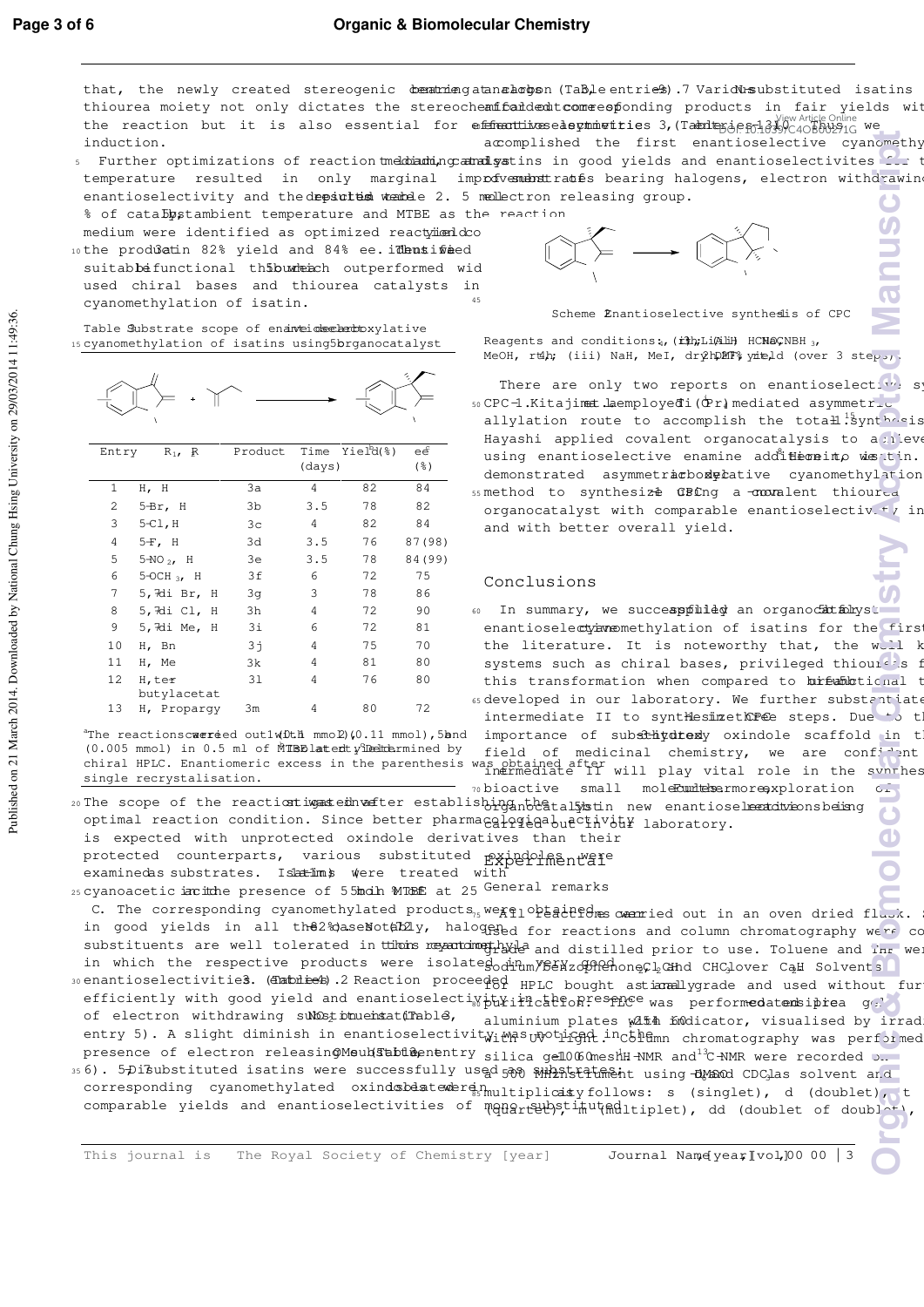that, the newly created stereogenic centre at the carbon bearing thiourea moiety not only dictates the stereochemical outcome of the reaction but it is also essential for effective asymmetric induction.

Further optimizations of reaction medium, catalyst loading and temperature resulted in only marginal improvements of enantioselectivity and the results were depicted in table 2. 5 mol % of catalyst, ambient temperature and MTBE as the reaction medium were identified as optimized reaction conditions to yield the product **3a** in 82% yield and 84% ee. Thus, we identified a suitable bifunctional thiourea **5b** which outperformed widely used chiral bases and thiourea catalysts in the decarboxylative cyanomethylation of isatin.

Table 3 Substrate scope of enantioselective decarboxylative cyanomethylation of isatins using organocatalyst **5b**

| Entry | $R_1$, R | Product | Time (days) | Yield[b] (%) | ee[c] (%) |
|---|---|---|---|---|---|
| 1 | H, H | 3a | 4 | 82 | 84 |
| 2 | 5-Br, H | 3b | 3.5 | 78 | 82 |
| 3 | 5-Cl, H | 3c | 4 | 82 | 84 |
| 4 | 5-F, H | 3d | 3.5 | 76 | 87(98) |
| 5 | 5-$NO_2$, H | 3e | 3.5 | 78 | 84(99) |
| 6 | 5-$OCH_3$, H | 3f | 6 | 72 | 75 |
| 7 | 5,7-di Br, H | 3g | 3 | 78 | 86 |
| 8 | 5,7-di Cl, H | 3h | 4 | 72 | 90 |
| 9 | 5,7-di Me, H | 3i | 6 | 72 | 81 |
| 10 | H, Bn | 3j | 4 | 75 | 70 |
| 11 | H, Me | 3k | 4 | 81 | 80 |
| 12 | H, tert-butylacetate | 3l | 4 | 76 | 80 |
| 13 | H, Propargy | 3m | 4 | 80 | 72 |

[a]The reactions were carried out with **1** (0.1 mmol), **2** (0.11 mmol), and **5b** (0.005 mmol) in 0.5 ml of MTBE at rt. [b]Isolated yield. [c]Determined by chiral HPLC. Enantiomeric excess in the parenthesis was obtained after single recrystalisation.

The scope of the reaction was then investigated after establishing the optimal reaction condition. Since better pharmacological activity is expected with unprotected oxindole derivatives than their protected counterparts, various substituted oxindoles were examined as substrates. Isatins **1a-1m** were treated with cyanoacetic acid in the presence of 5 mol % **5b** in MTBE at 25 °C. The corresponding cyanomethylated products **3** were obtained in good yields in all the cases (72-82%). Notably, halogen substituents are well tolerated in this cyanomethylation reaction in which the respective products were isolated in very good enantioselectivities (Table 3, entries 2-4). Reaction proceeded efficiently with good yield and enantioselectivity in the presence of electron withdrawing substituent $NO_2$ (Table 3, entry 5). A slight diminish in enantioselectivity was noticed in the presence of electron releasing OMe substituent (Table 3, entry 6). 5,7-Di substituted isatins were successfully used as substrates; corresponding cyanomethylated oxindoles were obtained in comparable yields and enantioselectivities of mono-substituted analogs (Table 3, entries 7-9). Various N-substituted isatins afforded corresponding products in fair yields with effective selectivities (Table 3, entries 10-13). Thus, we accomplished the first enantioselective cyanomethylation of isatins in good yields and enantioselectivities for the substrates bearing halogens, electron withdrawing and electron releasing group.

Scheme 2 Enantioselective synthesis of CPC

Reagents and conditions: (i) Li, $NH_3$, -78 °C; (ii) $HCHO$, $NaCNBH_3$, MeOH, rt, 4h; (iii) NaH, MeI, dry DMF, rt, 2h yield (over 3 steps).

There are only two reports on enantioselective synthesis of CPC-1. Kitajima et al. employed Ti(OiPr)4 mediated asymmetric allylation route to accomplish the total synthesis.[15] Hayashi applied covalent organocatalysis to achieve using enantioselective enamine addition to isatin.[8] Herein, we demonstrated asymmetric decarboxylative cyanomethylation method to synthesize CPC using a non-covalent thiourea organocatalyst with comparable enantioselectivity in and with better overall yield.

## Conclusions

In summary, we successfully applied an organocatalyst for enantioselective cyanomethylation of isatins for the first time in the literature. It is noteworthy that, the well known catalyst systems such as chiral bases, privileged thioureas failed in this transformation when compared to bifunctional thiourea **5b** developed in our laboratory. We further substantiated intermediate II to synthesize the CPC in three steps. Due to the importance of substituted 3-hydroxy oxindole scaffold in the field of medicinal chemistry, we are confident that intermediate II will play vital role in the synthesis of bioactive small molecules. Furthermore, exploration of organocatalyst **5b** in new enantioselective reactions is being carried out in our laboratory.

## Experimental

### General remarks

All reactions were carried out in an oven dried flask. Solvents used for reactions and column chromatography were commercial grade and distilled prior to use. Toluene and THF were dried over sodium/benzophenone, $CH_2Cl_2$ and $CHCl_3$ over $CaH_2$. Solvents for HPLC bought as analytical grade and used without further purification. TLC was performed on precoated silica gel aluminium plates with $F_{254}$ indicator, visualised by irradiation with UV light. Column chromatography was performed using silica gel 100-60 mesh. $^1H$-NMR and $^{13}C$-NMR were recorded on a 500 MHz instrument using DMSO-$d_6$ and $CDCl_3$ as solvent and multiplicity as follows: s (singlet), d (doublet), t (triplet), q (quartet), m (multiplet), dd (doublet of doublet),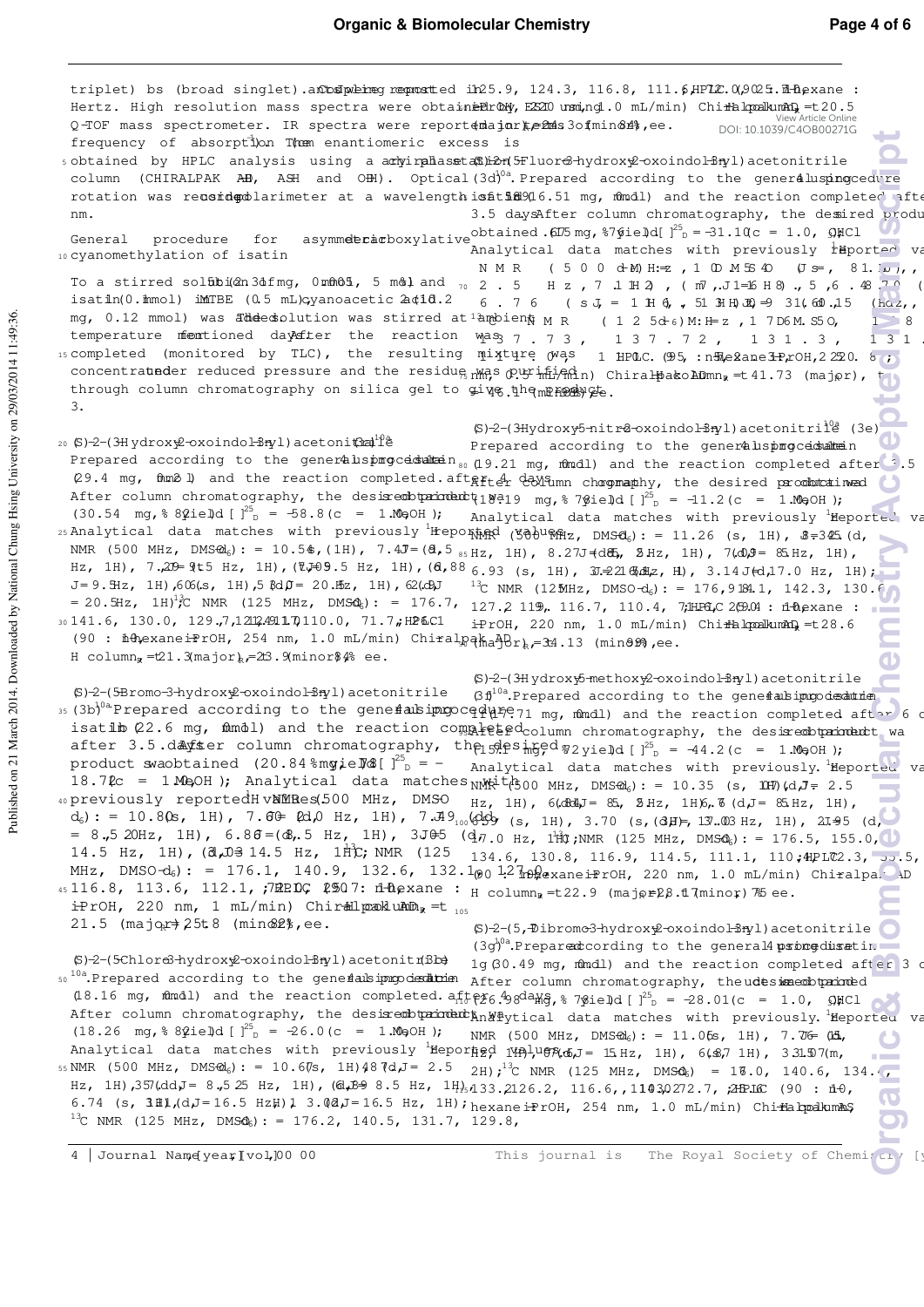triplet) bs (broad singlet). Coupling constants are reported in Hertz. High resolution mass spectra were obtained by ESI using a Q-TOF mass spectrometer. IR spectra were reported in terms of frequency of absorption (cm$^{-1}$). The enantiomeric excess is obtained by HPLC analysis using a chiral stationary phase column (CHIRALPAK AD-H, AS-H and OD-H). Optical rotation was recorded on a polarimeter at a wavelength of 589 nm.

## General procedure for asymmetric decarboxylative cyanomethylation of isatin

To a stirred solution of 1b (2.3 mg, 0.005 mmol, 5 mol%) and isatin (0.1 mmol) in MTBE (0.5 mL), cyanoacetic acid 2 (10.2 mg, 0.12 mmol) was added. The solution was stirred at ambient temperature for mentioned days. After the reaction was completed (monitored by TLC), the resulting mixture was concentrated under reduced pressure and the residue was purified through column chromatography on silica gel to give the product 3.

**(S)-2-(3-Hydroxy-2-oxoindolin-3-yl)acetonitrile (3a)**[10a] Prepared according to the general procedure using isatin (29.4 mg, 0.2 mmol) and the reaction completed after 4 days. After column chromatography, the desired product was obtained (30.54 mg, 82% yield). $[\alpha]^{25}_{D}$ = −58.8 (c = 1.0, MeOH); Analytical data matches with previously reported values. [1]H NMR (500 MHz, DMSO-$d_6$): = 10.54 (s, 1H), 7.47 (d, J = 7.5 Hz, 1H), 7.29 (t, J = 9.5 Hz, 1H), 7.05 (t, J = 9.5 Hz, 1H), 6.88 (d, J = 9.5 Hz, 1H), 6.60 (s, 1H), 3.10 (d, J = 20.5 Hz, 1H), 2.93 (d, J = 20.5 Hz, 1H); [13]C NMR (125 MHz, DMSO-$d_6$): = 176.7, 141.6, 130.0, 129.7, 124.2, 121.9, 117.1, 110.0, 71.7, 26.1; HPLC (90 : 10 n-hexane-i-PrOH, 254 nm, 1.0 mL/min) Chiralpak AD-H column, $t_R$ = 21.3 (major), $t_R$ = 23.9 (minor) 84% ee.

**(S)-2-(5-Bromo-3-hydroxy-2-oxoindolin-3-yl)acetonitrile (3b)**[10a] Prepared according to the general procedure using isatin b (22.6 mg, 0.1 mmol) and the reaction completed after 3.5 days. After column chromatography, the desired product was obtained (20.84 mg, 78% yield). $[\alpha]^{25}_{D}$ = −18.7 (c = 1.0, MeOH); Analytical data matches with previously reported values. [1]H NMR (500 MHz, DMSO-$d_6$): = 10.80 (s, 1H), 7.60 (d, J = 2.0 Hz, 1H), 7.49 (dd, J = 8.5, 2.0 Hz, 1H), 6.86 (d, J = 8.5 Hz, 1H), 3.05 (d, J = 14.5 Hz, 1H), 3.03 (d, J = 14.5 Hz, 1H); [13]C NMR (125 MHz, DMSO-$d_6$): = 176.1, 140.9, 132.6, 132.1, 127.0, 116.8, 113.6, 112.1, 72.1, 25.7; HPLC (90 : 10 n-hexane : i-PrOH, 220 nm, 1 mL/min) Chiral pak AD-H column, $t_R$ = 21.5 (major), $t_R$ = 25.8 (minor) 82% ee.

**(S)-2-(5-Chloro-3-hydroxy-2-oxoindolin-3-yl)acetonitrile (3c)**[10a] Prepared according to the general procedure using isatin c (18.16 mg, 0.1 mmol) and the reaction completed after 4 days. After column chromatography, the desired product was obtained (18.26 mg, 82% yield). $[\alpha]^{25}_{D}$ = −26.0 (c = 1.0, MeOH); Analytical data matches with previously reported values. [1]H NMR (500 MHz, DMSO-$d_6$): = 10.67 (s, 1H), 7.48 (d, J = 2.5 Hz, 1H), 7.35 (dd, J = 8.5, 2.5 Hz, 1H), 6.89 (d, J = 8.5 Hz, 1H), 6.74 (s, 1H), 3.11 (d, J = 16.5 Hz, 1H), 3.03 (d, J = 16.5 Hz, 1H); [13]C NMR (125 MHz, DMSO-$d_6$): = 176.2, 140.5, 131.7, 129.8, 125.9, 124.3, 116.8, 111.6, 72.0, 25.7; HPLC (90 : 10 n-hexane : i-PrOH, 220 nm, 1.0 mL/min) Chiralpak AD-H column, $t_R$ = 20.5 (major), $t_R$ = 24.3 (minor) 84% ee.

**(S)-2-(5-Fluoro-3-hydroxy-2-oxoindolin-3-yl)acetonitrile (3d)**[10a] Prepared according to the general procedure using isatin d (16.51 mg, 0.1 mmol) and the reaction completed after 3.5 days. After column chromatography, the desired product was obtained (16.75 mg, 79% yield). $[\alpha]^{25}_{D}$ = −31.1 (c = 1.0, CHCl$_3$); Analytical data matches with previously reported values. [1]H NMR (500 MHz, DMSO-$d_6$): = 10.54 (s, 1H), 7.35 (dd, J = 8.1, 2.5 Hz, 1H), 7.12 (m, 1H), 6.87 (dd, J = 8.5, 4.5 Hz, 1H), 6.76 (s, 1H), 3.13 (d, J = 16.5 Hz, 1H), 3.06 (d, J = 16.5 Hz, 1H); [13]C NMR (125 MHz, DMSO-$d_6$): = 176.5, ... 137.73, 137.72, 131.3, 131.2 ...; HPLC (95 : 5 n-hexane-i-PrOH, 220 nm, 0.5 mL/min) Chiralpak AD-H column, $t_R$ = 41.73 (major), $t_R$ = 46.1 (minor) 80% ee.

**(S)-2-(3-Hydroxy-5-nitro-2-oxoindolin-3-yl)acetonitrile (3e)**[10a] Prepared according to the general procedure using isatin e (19.21 mg, 0.1 mmol) and the reaction completed after 3.5 days. After column chromatography, the desired product was obtained (18.19 mg, 78% yield). $[\alpha]^{25}_{D}$ = −11.2 (c = 1.0, MeOH); Analytical data matches with previously reported values. [1]H NMR (500 MHz, DMSO-$d_6$): = 11.26 (s, 1H), 8.34 (d, J = 2.5 Hz, 1H), 8.27 (dd, J = 8.5, 2.5 Hz, 1H), 7.09 (d, J = 8.5 Hz, 1H), 6.93 (s, 1H), 3.21 (d, J = 16.5 Hz, 1H), 3.14 (d, J = 17.0 Hz, 1H); [13]C NMR (125 MHz, DMSO-$d_6$): = 176.9, 148.1, 142.3, 130.6, 127.2, 119.4, 116.7, 110.4, 71.6, 25.0; HPLC (90 : 10 n-hexane : i-PrOH, 220 nm, 1.0 mL/min) Chiralpak AD-H column, $t_R$ = 28.6 (major), $t_R$ = 34.13 (minor) 80% ee.

**(S)-2-(3-Hydroxy-5-methoxy-2-oxoindolin-3-yl)acetonitrile (3f)**[10a] Prepared according to the general procedure using isatin f (17.71 mg, 0.1 mmol) and the reaction completed after 6 days. After column chromatography, the desired product was obtained (15.71 mg, 72% yield). $[\alpha]^{25}_{D}$ = −44.2 (c = 1.0, MeOH); Analytical data matches with previously reported values. [1]H NMR (500 MHz, DMSO-$d_6$): = 10.35 (s, 1H), 7.07 (d, J = 2.5 Hz, 1H), 6.84 (dd, J = 8.5, 2.5 Hz, 1H), 6.76 (d, J = 8.5 Hz, 1H), 6.59 (s, 1H), 3.70 (s, 3H), 3.08 (d, J = 17.0 Hz, 1H), 2.95 (d, J = 17.0 Hz, 1H); [13]C NMR (125 MHz, DMSO-$d_6$): = 176.5, 155.0, 134.6, 130.8, 116.9, 114.5, 111.1, 110.4, 72.3, 55.5, ...; HPLC (90 : 10 n-hexane-i-PrOH, 220 nm, 1.0 mL/min) Chiralpak AD-H column, $t_R$ = 22.9 (major), $t_R$ = 28.17 (minor) 75% ee.

**(S)-2-(5,7-Dibromo-3-hydroxy-2-oxoindolin-3-yl)acetonitrile (3g)**[10a] Prepared according to the general procedure using isatin g (30.49 mg, 0.1 mmol) and the reaction completed after 3 days. After column chromatography, the desired product was obtained (26.98 mg, 78% yield). $[\alpha]^{25}_{D}$ = −28.01 (c = 1.0, CHCl$_3$); Analytical data matches with previously reported values. [1]H NMR (500 MHz, DMSO-$d_6$): = 11.06 (s, 1H), 7.76 (s, 2H), 7.57 (d, J = 1.5 Hz, 1H), 6.87 (s, 1H), 3.15–3.07 (m, 2H); [13]C NMR (125 MHz, DMSO-$d_6$): = 176.0, 140.6, 134.4, 133.2, 126.2, 116.6, 114.3, 102.7, 72.7, 25.6; HPLC (90 : 10 n-hexane-i-PrOH, 254 nm, 1.0 mL/min) Chiralpak AS-H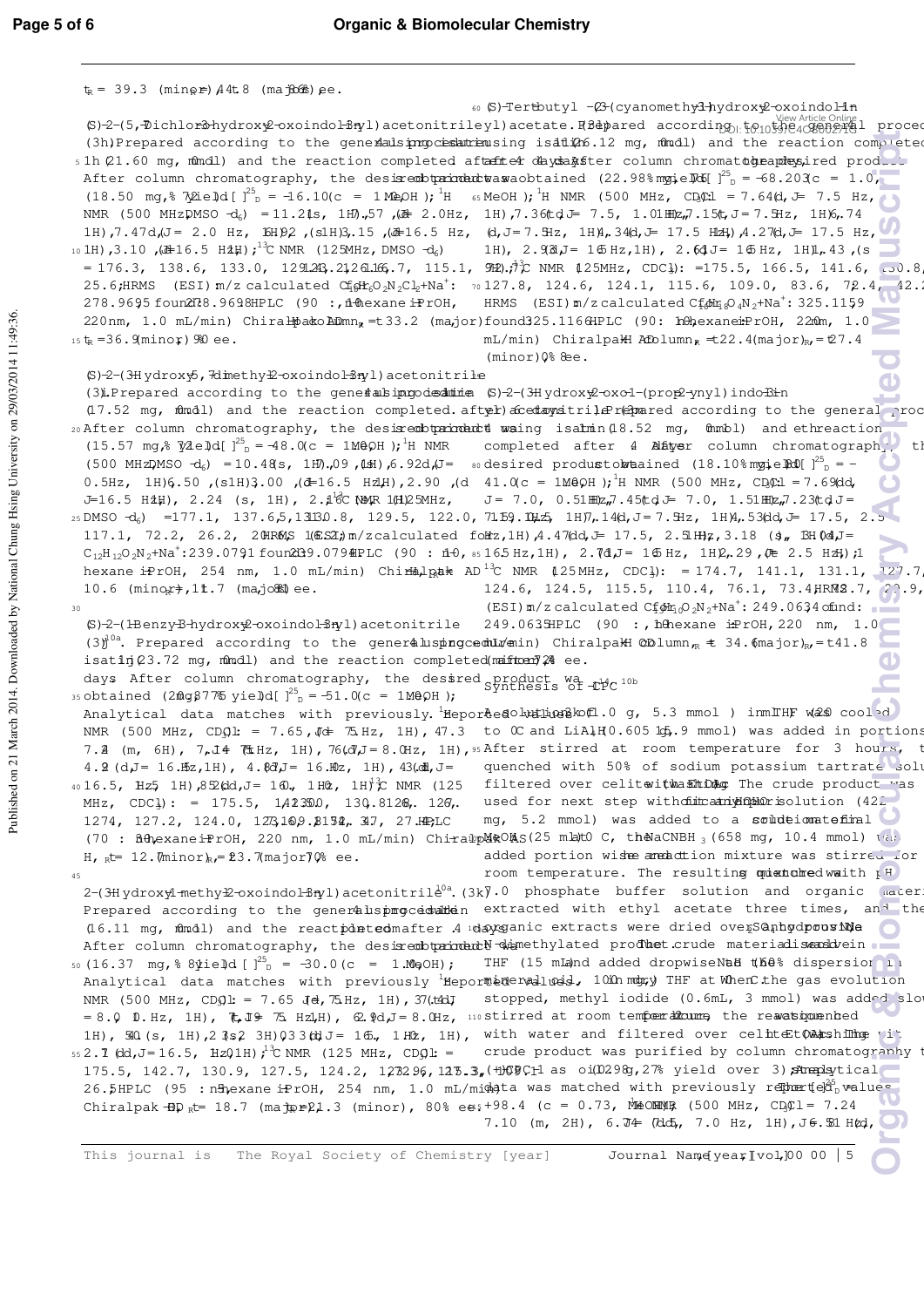$t_R$ = 39.3 (minor), 44.8 (major); 86% ee.

(*S*)-2-(5,7-Dichloro-3-hydroxy-2-oxoindolin-3-yl)acetonitrile (3h) Prepared according to the general procedure using isatin 1h (21.60 mg, 0.1 mmol) and the reaction completed after 4 days. After column chromatography, the desired product was obtained (18.50 mg, 72% yield). $[\alpha]^{25}_D$ = -16.10 (c = 1.0, MeOH); $^1$H NMR (500 MHz, DMSO-$d_6$) = 11.21 (s, 1H), 7.57 (d, J = 2.0 Hz, 1H), 7.47 (d, J = 2.0 Hz, 1H), 6.92 (s, 1H), 3.15 (d, J = 16.5 Hz, 1H), 3.10 (d, J = 16.5 Hz, 1H); $^{13}$C NMR (125 MHz, DMSO-$d_6$) = 176.3, 138.6, 133.0, 129.3, 126.2, 123.6, 116.7, 115.1, 72.2, 25.6; HRMS (ESI) m/z calculated $C_{10}H_6O_2N_2Cl_2$+Na$^+$: 278.9695 found: 278.9698; HPLC (90 : 10, n-hexane : i-PrOH, 220 nm, 1.0 mL/min) Chiralpak AD column, $t_R$ = 33.2 (major), $t_R$ = 36.9 (minor); 90 ee.

(*S*)-2-(3-Hydroxy-5,7-dimethyl-2-oxoindolin-3-yl)acetonitrile (3i) Prepared according to the general procedure using isatin (17.52 mg, 0.1 mmol) and the reaction completed after 4 days. After column chromatography, the desired product was obtained (15.57 mg, 72% yield). $[\alpha]^{25}_D$ = -48.0 (c = 1.0, MeOH); $^1$H NMR (500 MHz, DMSO-$d_6$) = 10.48 (s, 1H), 7.09 (s, 1H), 6.92 (d, J = 0.5 Hz, 1H), 6.50 (s, 1H), 3.00 (d, J = 16.5 Hz, 1H), 2.90 (d, J = 16.5 Hz, 1H), 2.24 (s, 1H), 2.16 (s, 1H); $^{13}$C NMR (125 MHz, DMSO-$d_6$) = 177.1, 137.6, 131.5, 130.8, 129.5, 122.0, 119.2, 117.1, 72.2, 26.2, 20.6, 16.2; HRMS (ESI) m/z calculated for $C_{12}H_{12}O_2N_2$+Na$^+$: 239.0791 found: 239.0794; HPLC (90 : 10, n-hexane : i-PrOH, 254 nm, 1.0 mL/min) Chiralpak AD, $t_R$ = 10.6 (minor), $t_R$ = 11.7 (major); 80 ee.

(*S*)-2-(1-Benzyl-3-hydroxy-2-oxoindolin-3-yl)acetonitrile (3j)[10a]. Prepared according to the general procedure using isatin 1j (23.72 mg, 0.1 mmol) and the reaction completed after 4 days. After column chromatography, the desired product was obtained (20.87 mg, 75% yield). $[\alpha]^{25}_D$ = -51.0 (c = 1.0, MeOH); Analytical data matches with previously reported values. $^1$H NMR (500 MHz, $CDCl_3$) = 7.65 (d, J = 7.5 Hz, 1H), 7.33-7.24 (m, 6H), 7.14 (t, J = 7.5 Hz, 1H), 6.76 (d, J = 8.0 Hz, 1H), 4.92 (d, J = 16.5 Hz, 1H), 4.86 (d, J = 16.0 Hz, 1H), 4.13 (d, J = 16.5 Hz, 1H), 2.85 (d, J = 16.5 Hz, 1H); $^{13}$C NMR (125 MHz, $CDCl_3$): = 175.5, 142.5, 135.0, 130.8, 128.9, 128.0, 127.4, 127.2, 124.0, 123.6, 115.1, 110.3, 72.4, 44.1, 27.4; HPLC (70 : 30, n-hexane : i-PrOH, 220 nm, 1.0 mL/min) Chiralpak AS-H, $t_R$ = 12.7 (minor), $t_R$ = 23.7 (major); 70% ee.

2-(3-Hydroxy-1-methyl-2-oxoindolin-3-yl)acetonitrile[10a] (3k) Prepared according to the general procedure using isatin (16.11 mg, 0.1 mmol) and the reaction completed after 4 days. After column chromatography, the desired product was obtained (16.37 mg, 81% yield). $[\alpha]^{25}_D$ = -30.0 (c = 1.0, MeOH); Analytical data matches with previously reported values. $^1$H NMR (500 MHz, $CDCl_3$) = 7.65 (d, J = 7.5 Hz, 1H), 7.41 (t, J = 8.0 Hz, 1H), 7.19 (t, J = 7.5 Hz, 1H), 6.92 (d, J = 8.0 Hz, 1H), 4.00 (s, 1H), 3.23 (s, 3H), 3.03 (d, J = 16.5 Hz, 1H), 2.71 (d, J = 16.5 Hz, 1H); $^{13}$C NMR (125 MHz, $CDCl_3$) = 175.5, 142.7, 130.9, 127.5, 124.2, 123.9, 115.3, 108.9, 72.3, 26.5; HPLC (95 : 5, n-hexane : i-PrOH, 254 nm, 1.0 mL/min) Chiralpak AD, $t_R$ = 18.7 (major), $t_R$ = 21.3 (minor), 80% ee.

(*S*)-Tert-butyl 3-(cyanomethyl)-3-hydroxy-2-oxoindoline-1-carboxylate (3l) Prepared according to the general procedure using isatin (26.12 mg, 0.1 mmol) and the reaction completed after 4 days. After column chromatography, the desired product was obtained (22.9 mg, 80% yield). $[\alpha]^{25}_D$ = -68.20 (c = 1.0, MeOH); $^1$H NMR (500 MHz, $CDCl_3$) = 7.64 (d, J = 7.5 Hz, 1H), 7.36 (t, J = 7.5, 1.0 Hz, 1H), 7.15 (t, J = 7.5 Hz, 1H), 6.74 (d, J = 7.5 Hz, 1H), 4.34 (d, J = 17.5 Hz, 1H), 4.27 (d, J = 17.5 Hz, 1H), 2.93 (d, J = 16 Hz, 1H), 2.66 (d, J = 16 Hz, 1H), 1.43 (s, 9H); $^{13}$C NMR (125 MHz, $CDCl_3$): = 175.5, 166.5, 141.6, 130.8, 127.7, 124.6, 124.1, 115.6, 109.0, 83.6, 72.4, 42.2, ... HRMS (ESI) m/z calculated $C_{16}H_{18}O_4N_2$+Na$^+$: 325.1159 found: 325.1160; HPLC (90 : 10, n-hexane : i-PrOH, 220 nm, 1.0 mL/min) Chiralpak AD-H column, $t_R$ = 22.4 (major), $t_R$ = 27.4 (minor); 80% ee.

(*S*)-2-(3-Hydroxy-2-oxo-1-(prop-2-ynyl)indolin-3-yl)acetonitrile (3m) Prepared according to the general procedure using isatin (18.52 mg, 0.1 mmol) and the reaction completed after 4 days. After column chromatography, the desired product was obtained (18.10 mg, 80% yield). $[\alpha]^{25}_D$ = -41.0 (c = 1.0, MeOH); $^1$H NMR (500 MHz, $CDCl_3$) = 7.69 (dd, J = 7.0, 0.5 Hz, 1H), 7.45 (td, J = 7.0, 1.5 Hz, 1H), 7.23 (td, J = 7.5, 1.0 Hz, 1H), 7.14 (d, J = 7.5 Hz, 1H), 4.53 (dd, J = 17.5, 2.5 Hz, 1H), 4.47 (dd, J = 17.5, 2.5 Hz, 1H), 3.18 (s, 1H), 3.04 (d, J = 16.5 Hz, 1H), 2.77 (d, J = 16 Hz, 1H), 2.29 (t, J = 2.5 Hz, 1H); $^{13}$C NMR (125 MHz, $CDCl_3$): = 174.7, 141.1, 131.1, 127.7, 124.6, 124.5, 115.5, 110.4, 76.1, 73.4, 72.7, 29.9, ... HRMS (ESI) m/z calculated $C_{13}H_{10}O_2N_2$+Na$^+$: 249.0634 found: 249.0635; HPLC (90 : 10, n-hexane : i-PrOH, 220 nm, 1.0 mL/min) Chiralpak OD-H column, $t_R$ = 34.6 (major), $t_R$ = 41.8 (minor); 72% ee.

## Synthesis of 4-TPC[10b]

A solution of 1a (1.0 g, 5.3 mmol) in THF (20 mL) was cooled to 0 °C and $LiAlH_4$ (0.605 g, 15.9 mmol) was added in portions. After stirred at room temperature for 3 hours, the ... quenched with 50% of sodium potassium tartrate solution ... filtered over celite with EtOAc. The crude product was used for next step without further purification. ... solution (422 mg, 5.2 mmol) was added to a solution of crude material in MeOH (25 mL) at 0 °C, then $NaCNBH_3$ (658 mg, 10.4 mmol) was added portion wise and the reaction mixture was stirred for ... room temperature. The resulting mixture was quenched with pH 7.0 phosphate buffer solution and organic material ... extracted with ethyl acetate three times, and the ... organic extracts were dried over anhydrous $Na_2SO_4$. ... give the N-dimethylated product. The crude material was dissolved in THF (15 mL) and added dropwise to NaH (60% dispersion in mineral oil, 100 mg) in THF at 0 °C. When the gas evolution stopped, methyl iodide (0.6 mL, 3 mmol) was added slowly ... stirred at room temperature for 2 hours, the reaction was quenched with water and filtered over celite washing with EtOAc. The crude product was purified by column chromatography to afford (+)-CPC as oil (298 g, 27% yield over 3 steps). Analytical data was matched with previously reported values. $[\alpha]^{25}_D$ = +98.4 (c = 0.73, MeOH); $^1$H NMR (500 MHz, $CDCl_3$) = 7.24-7.10 (m, 2H), 6.74 (td, J = 7.0 Hz, 1H), 6.51 (d, J = ... Hz, ...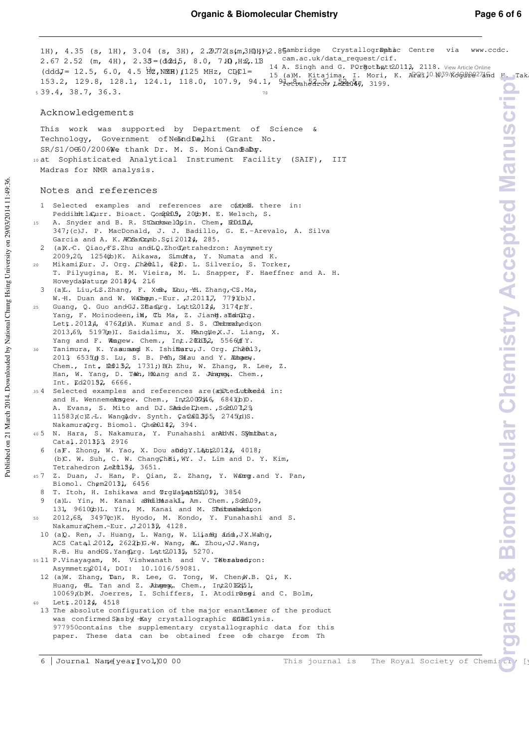1H), 4.35 (s, 1H), 3.04 (s, 3H), 2.97-2.72 (m, 3H), 2.67-2.52 (m, 4H), 2.35 (ddd, J = 12.5, 8.0, 7.0 Hz, 1H), 2.13 (ddd, J = 12.5, 6.0, 4.5 Hz, 1H); $^{13}$C NMR (125 MHz, $CDCl_3$) δ = 153.2, 129.8, 128.1, 124.1, 118.0, 107.9, 94.1, 91.8, 52.5, 52.7, 39.4, 38.7, 36.3.

## Acknowledgements

This work was supported by Department of Science & Technology, Government of India, New Delhi (Grant No. SR/S1/OC-60/2006). We thank Dr. M. S. Moni and Dr. Babu at Sophisticated Analytical Instrument Facility (SAIF), IIT Madras for NMR analysis.

## Notes and references

1 Selected examples and references are cited there in: (a) S. Peddibhotla, Curr. Bioact. Compd., 2009, 20; (b) M. E. Welsch, S. A. Snyder and B. R. Stockwell, Curr. Opin. Chem. Biol., 2010, 14, 347; (c) J. P. MacDonald, J. J. Badillo, G. E.-Arevalo, A. Silva Garcia and A. K. Franz, ACS Comb. Sci., 2012, 14, 285.

2 (a) X.-C. Qiao, S.-F. Zhu and Q.-L. Zhou, Tetrahedron: Asymmetry 2009, 20, 1254; (b) K. Aikawa, S. Mimura, Y. Numata and K. Mikami, Eur. J. Org. Chem. 2011, 62; (c) D. L. Silverio, S. Torker, T. Pilyugina, E. M. Vieira, M. L. Snapper, F. Haeffner and A. H. Hoveyda, Nature 2013, 494, 216.

3 (a) L. Liu, S.-L. Zhang, F. Xue, G.-S. Lou, H.-Y. Zhang, S.-C. Ma, W.-H. Duan and W. Wang, Chem.-Eur. J., 2011, 17, 7791; (b) J. Guang, Q. Guo and J. C.-G. Zhao, Org. Lett., 2012, 14, 3174; (c) Y. Yang, F. Moinodeen, W. Chin, T. Ma, Z. Jiang and C.-H. Tan, Org. Lett., 2012, 14, 4762; (d) A. Kumar and S. S. Chimni, Tetrahedron 2013, 69, 5197; (e) I. Saidalimu, X. Fang, X.-P. He, J. Liang, X. Yang and F. Wu, Angew. Chem., Int. Ed. 2013, 52, 5566; (f) Y. Tanimura, K. Yasunaga and K. Ishimaru, J. Org. Chem. 2013, 2013, 6535; (g) S. Lu, S. B. Poh, W.-Y. Siau and Y. Zhao, Angew. Chem., Int. Ed. 2013, 52, 1731; (h) B. Zhu, W. Zhang, R. Lee, Z. Han, W. Yang, D. Tan, K.-W. Huang and Z. Jiang, Angew. Chem., Int. Ed. 2013, 52, 6666.

4 Selected examples and references are cited there in: (a) U. Lutz, T. Bach and H. Wennemers, Angew. Chem., Int. Ed. 2007, 46, 6841; (b) D. A. Evans, S. Mito and D. Seidel, J. Am. Chem. Soc. 2007, 129, 11583; (c) Z.-L. Wang, Adv. Synth. Catal. 2013, 355, 2745; (d) S. Nakamura, Org. Biomol. Chem. 2014, 12, 394.

5 N. Hara, S. Nakamura, Y. Funahashi and N. Shibata, Adv. Synth. Catal. 2011, 353, 2976.

6 (a) F. Zhong, W. Yao, X. Dou and Y. Lu, Org. Lett. 2012, 14, 4018; (b) C. W. Suh, C. W. Chang, K. W. Choi, Y. J. Lim and D. Y. Kim, Tetrahedron Lett. 2013, 54, 3651.

7 Z. Duan, J. Han, P. Qian, Z. Zhang, Y. Wang and Y. Pan, Org. Biomol. Chem. 2013, 11, 6456.

8 T. Itoh, H. Ishikawa and Y. Hayashi, Org. Lett. 2009, 11, 3854.

9 (a) L. Yin, M. Kanai and M. Shibasaki, J. Am. Chem. Soc. 2009, 131, 9610; (b) L. Yin, M. Kanai and M. Shibasaki, Tetrahedron 2012, 68, 3497; (c) K. Hyodo, M. Kondo, Y. Funahashi and S. Nakamura, Chem.-Eur. J. 2013, 19, 4128.

10 (a) Q. Ren, J. Huang, L. Wang, W. Li, H. Liu, X. Jiang and J. Wang, ACS Catal. 2012, 2, 2622; (b) G.-W. Wang, A.-X. Zhou, J.-J. Wang, R.-B. Hu and S.-D. Yang, Org. Lett. 2013, 15, 5270.

11 P. Vinayagam, M. Vishwanath and V. Kesavan, Tetrahedron: Asymmetry 2014, DOI: 10.1016/59081.

12 (a) W. Zhang, D. Tan, R. Lee, G. Tong, W. Chen, B. Qi, K.-W. Huang, C.-H. Tan and Z. Jiang, Angew. Chem., Int. Ed. 2012, 51, 10069; (b) M. Joerres, I. Schiffers, I. Atodiresei and C. Bolm, Org. Lett. 2012, 14, 4518

13 The absolute configuration of the major enantiomer of the product 3a was confirmed as S by X-ray crystallographic analysis. CCDC 977950 contains the supplementary crystallographic data for this paper. These data can be obtained free of charge from The Cambridge Crystallographic Data Centre via www.ccdc.cam.ac.uk/data_request/cif.

14 A. Singh and G. P. Roth, Org. Lett. 2011, 13, 2118.

15 (a) M. Kitajima, I. Mori, K. Arai, N. Kogure and H. Takayama, Tetrahedron Lett. 2006, 47, 3199.